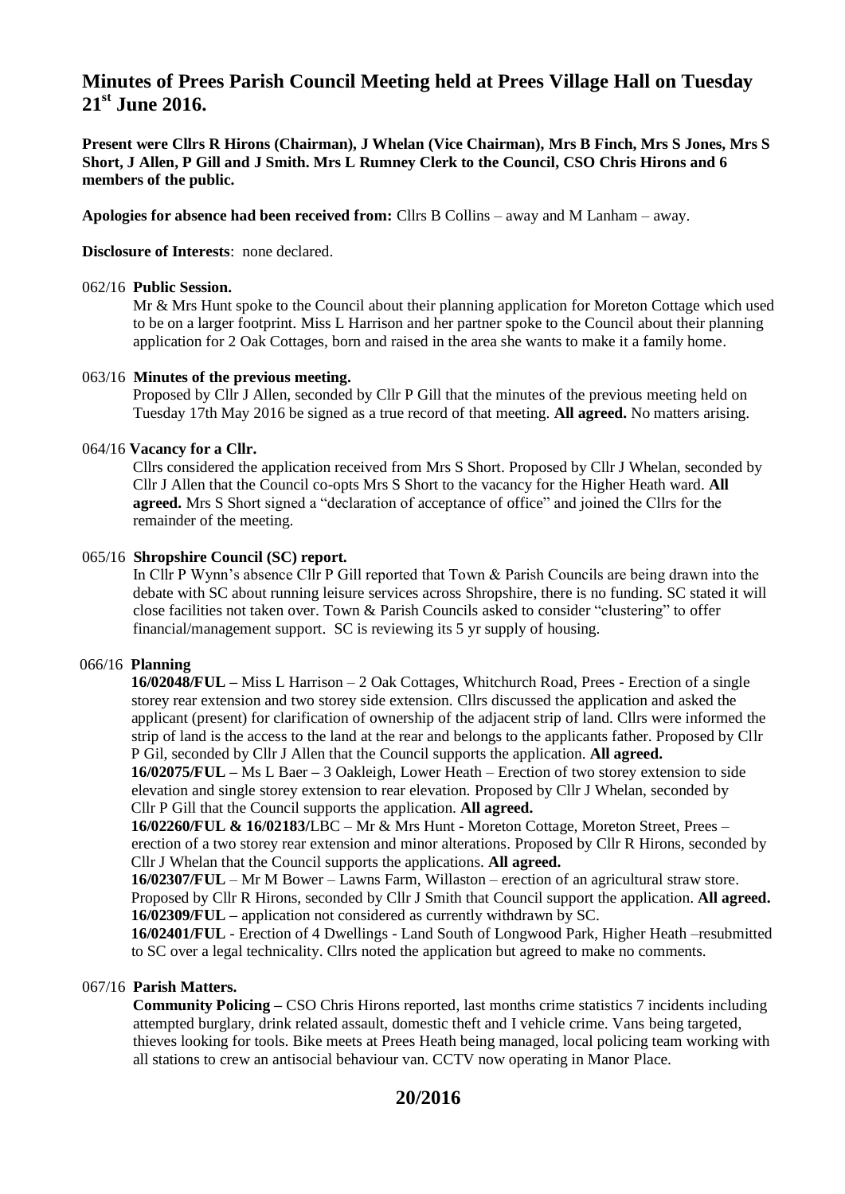# Minutes of Prees Parish Council Meeting held at Prees Village Hall on Tuesday 21st June 2016.

**Present were Cllrs R Hirons (Chairman), J Whelan (Vice Chairman), Mrs B Finch, Mrs S Jones, Mrs S Short, J Allen, P Gill and J Smith. Mrs L Rumney Clerk to the Council, CSO Chris Hirons and 6 members of the public.**

**Apologies for absence had been received from:** Cllrs B Collins – away and M Lanham – away.

**Disclosure of Interests**: none declared.

062/16 **Public Session.**

Mr & Mrs Hunt spoke to the Council about their planning application for Moreton Cottage which used to be on a larger footprint. Miss L Harrison and her partner spoke to the Council about their planning application for 2 Oak Cottages, born and raised in the area she wants to make it a family home.

063/16 **Minutes of the previous meeting.**

Proposed by Cllr J Allen, seconded by Cllr P Gill that the minutes of the previous meeting held on Tuesday 17th May 2016 be signed as a true record of that meeting. **All agreed.** No matters arising.

064/16 **Vacancy for a Cllr.**

Cllrs considered the application received from Mrs S Short. Proposed by Cllr J Whelan, seconded by Cllr J Allen that the Council co-opts Mrs S Short to the vacancy for the Higher Heath ward. **All agreed.** Mrs S Short signed a "declaration of acceptance of office" and joined the Cllrs for the remainder of the meeting.

065/16 **Shropshire Council (SC) report.**

In Cllr P Wynn's absence Cllr P Gill reported that Town & Parish Councils are being drawn into the debate with SC about running leisure services across Shropshire, there is no funding. SC stated it will close facilities not taken over. Town & Parish Councils asked to consider "clustering" to offer financial/management support. SC is reviewing its 5 yr supply of housing.

066/16 **Planning**

**16/02048/FUL –** Miss L Harrison – 2 Oak Cottages, Whitchurch Road, Prees - Erection of a single storey rear extension and two storey side extension. Cllrs discussed the application and asked the applicant (present) for clarification of ownership of the adjacent strip of land. Cllrs were informed the strip of land is the access to the land at the rear and belongs to the applicants father. Proposed by Cllr P Gil, seconded by Cllr J Allen that the Council supports the application. **All agreed.**

**16/02075/FUL –** Ms L Baer **–** 3 Oakleigh, Lower Heath – Erection of two storey extension to side elevation and single storey extension to rear elevation. Proposed by Cllr J Whelan, seconded by Cllr P Gill that the Council supports the application. **All agreed.**

**16/02260/FUL & 16/02183/**LBC – Mr & Mrs Hunt - Moreton Cottage, Moreton Street, Prees – erection of a two storey rear extension and minor alterations. Proposed by Cllr R Hirons, seconded by Cllr J Whelan that the Council supports the applications. **All agreed.**

**16/02307/FUL** – Mr M Bower – Lawns Farm, Willaston – erection of an agricultural straw store. Proposed by Cllr R Hirons, seconded by Cllr J Smith that Council support the application. **All agreed.**

**16/02309/FUL –** application not considered as currently withdrawn by SC.

**16/02401/FUL** - Erection of 4 Dwellings - Land South of Longwood Park, Higher Heath –resubmitted to SC over a legal technicality. Cllrs noted the application but agreed to make no comments.

067/16 **Parish Matters.**

**Community Policing –** CSO Chris Hirons reported, last months crime statistics 7 incidents including attempted burglary, drink related assault, domestic theft and I vehicle crime. Vans being targeted, thieves looking for tools. Bike meets at Prees Heath being managed, local policing team working with all stations to crew an antisocial behaviour van. CCTV now operating in Manor Place.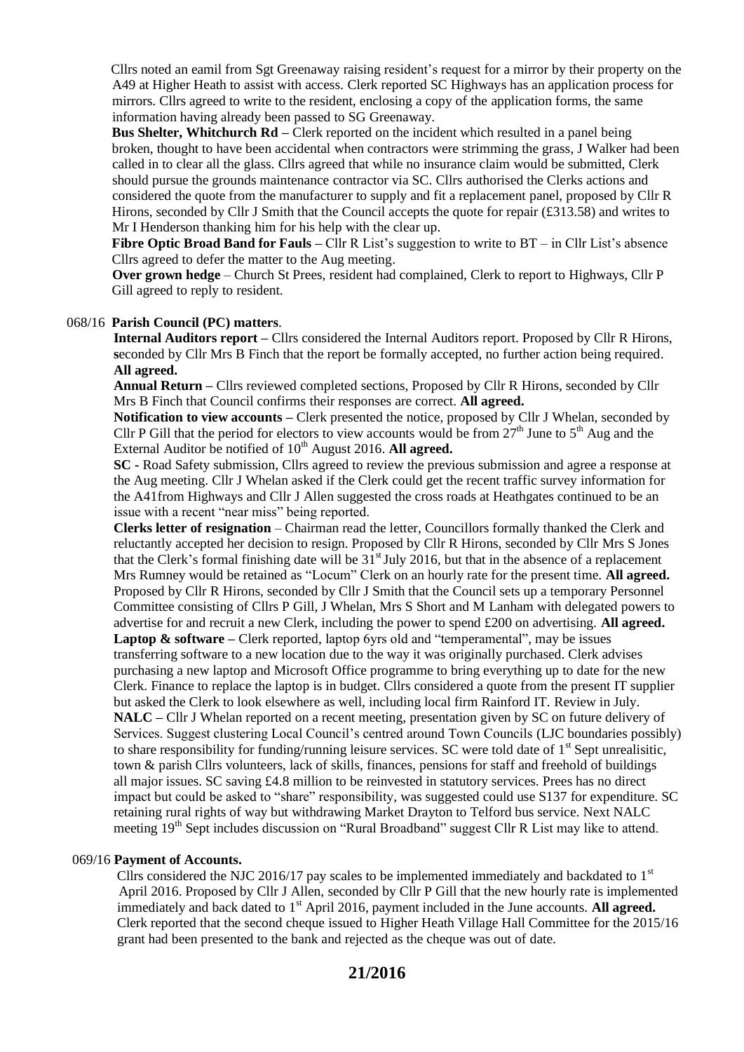Cllrs noted an eamil from Sgt Greenaway raising resident's request for a mirror by their property on the A49 at Higher Heath to assist with access. Clerk reported SC Highways has an application process for mirrors. Cllrs agreed to write to the resident, enclosing a copy of the application forms, the same information having already been passed to SG Greenaway.

**Bus Shelter, Whitchurch Rd –** Clerk reported on the incident which resulted in a panel being broken, thought to have been accidental when contractors were strimming the grass, J Walker had been called in to clear all the glass. Cllrs agreed that while no insurance claim would be submitted, Clerk should pursue the grounds maintenance contractor via SC. Cllrs authorised the Clerks actions and considered the quote from the manufacturer to supply and fit a replacement panel, proposed by Cllr R Hirons, seconded by Cllr J Smith that the Council accepts the quote for repair (£313.58) and writes to Mr I Henderson thanking him for his help with the clear up.

**Fibre Optic Broad Band for Fauls –** Cllr R List's suggestion to write to BT – in Cllr List's absence Cllrs agreed to defer the matter to the Aug meeting.

**Over grown hedge** – Church St Prees, resident had complained, Clerk to report to Highways, Cllr P Gill agreed to reply to resident.

068/16 **Parish Council (PC) matters**.

**Internal Auditors report –** Cllrs considered the Internal Auditors report. Proposed by Cllr R Hirons, **s**econded by Cllr Mrs B Finch that the report be formally accepted, no further action being required. **All agreed.**

**Annual Return –** Cllrs reviewed completed sections, Proposed by Cllr R Hirons, seconded by Cllr Mrs B Finch that Council confirms their responses are correct. **All agreed.**

**Notification to view accounts –** Clerk presented the notice, proposed by Cllr J Whelan, seconded by Cllr P Gill that the period for electors to view accounts would be from 27th June to 5th Aug and the External Auditor be notified of 10th August 2016. **All agreed.**

**SC -** Road Safety submission, Cllrs agreed to review the previous submission and agree a response at the Aug meeting. Cllr J Whelan asked if the Clerk could get the recent traffic survey information for the A41from Highways and Cllr J Allen suggested the cross roads at Heathgates continued to be an issue with a recent "near miss" being reported.

**Clerks letter of resignation** – Chairman read the letter, Councillors formally thanked the Clerk and reluctantly accepted her decision to resign. Proposed by Cllr R Hirons, seconded by Cllr Mrs S Jones that the Clerk's formal finishing date will be 31st July 2016, but that in the absence of a replacement Mrs Rumney would be retained as "Locum" Clerk on an hourly rate for the present time. **All agreed.** Proposed by Cllr R Hirons, seconded by Cllr J Smith that the Council sets up a temporary Personnel Committee consisting of Cllrs P Gill, J Whelan, Mrs S Short and M Lanham with delegated powers to advertise for and recruit a new Clerk, including the power to spend £200 on advertising. **All agreed.**

**Laptop & software –** Clerk reported, laptop 6yrs old and "temperamental", may be issues transferring software to a new location due to the way it was originally purchased. Clerk advises purchasing a new laptop and Microsoft Office programme to bring everything up to date for the new Clerk. Finance to replace the laptop is in budget. Cllrs considered a quote from the present IT supplier but asked the Clerk to look elsewhere as well, including local firm Rainford IT. Review in July.

**NALC –** Cllr J Whelan reported on a recent meeting, presentation given by SC on future delivery of Services. Suggest clustering Local Council's centred around Town Councils (LJC boundaries possibly) to share responsibility for funding/running leisure services. SC were told date of 1st Sept unrealisitic, town & parish Cllrs volunteers, lack of skills, finances, pensions for staff and freehold of buildings all major issues. SC saving £4.8 million to be reinvested in statutory services. Prees has no direct impact but could be asked to "share" responsibility, was suggested could use S137 for expenditure. SC retaining rural rights of way but withdrawing Market Drayton to Telford bus service. Next NALC meeting 19th Sept includes discussion on "Rural Broadband" suggest Cllr R List may like to attend.

069/16 **Payment of Accounts.**

Cllrs considered the NJC 2016/17 pay scales to be implemented immediately and backdated to 1st April 2016. Proposed by Cllr J Allen, seconded by Cllr P Gill that the new hourly rate is implemented immediately and back dated to 1st April 2016, payment included in the June accounts. **All agreed.** Clerk reported that the second cheque issued to Higher Heath Village Hall Committee for the 2015/16 grant had been presented to the bank and rejected as the cheque was out of date.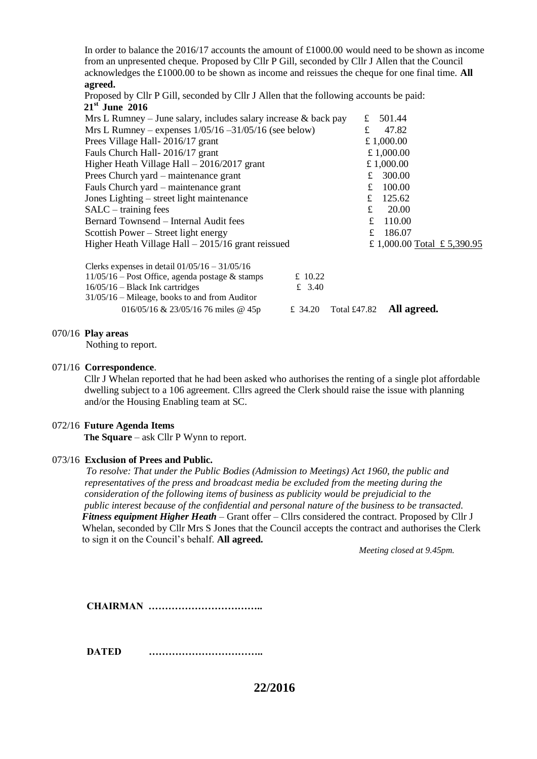In order to balance the 2016/17 accounts the amount of £1000.00 would need to be shown as income from an unpresented cheque. Proposed by Cllr P Gill, seconded by Cllr J Allen that the Council acknowledges the £1000.00 to be shown as income and reissues the cheque for one final time. **All agreed.**

Proposed by Cllr P Gill, seconded by Cllr J Allen that the following accounts be paid:

**21st June 2016**

| | |
|---|---|
| Mrs L Rumney – June salary, includes salary increase & back pay | £ 501.44 |
| Mrs L Rumney – expenses 1/05/16 –31/05/16 (see below) | £ 47.82 |
| Prees Village Hall- 2016/17 grant | £ 1,000.00 |
| Fauls Church Hall- 2016/17 grant | £ 1,000.00 |
| Higher Heath Village Hall – 2016/2017 grant | £ 1,000.00 |
| Prees Church yard – maintenance grant | £ 300.00 |
| Fauls Church yard – maintenance grant | £ 100.00 |
| Jones Lighting – street light maintenance | £ 125.62 |
| SALC – training fees | £ 20.00 |
| Bernard Townsend – Internal Audit fees | £ 110.00 |
| Scottish Power – Street light energy | £ 186.07 |
| Higher Heath Village Hall – 2015/16 grant reissued | £ 1,000.00 Total £ 5,390.95 |

| | | |
|---|---|---|
| Clerks expenses in detail 01/05/16 – 31/05/16 | | |
| 11/05/16 – Post Office, agenda postage & stamps | £ 10.22 | |
| 16/05/16 – Black Ink cartridges | £ 3.40 | |
| 31/05/16 – Mileage, books to and from Auditor | | |
| 016/05/16 & 23/05/16 76 miles @ 45p | £ 34.20 | Total £47.82 **All agreed.** |

070/16 **Play areas**

Nothing to report.

071/16 **Correspondence**.

Cllr J Whelan reported that he had been asked who authorises the renting of a single plot affordable dwelling subject to a 106 agreement. Cllrs agreed the Clerk should raise the issue with planning and/or the Housing Enabling team at SC.

072/16 **Future Agenda Items**

**The Square** – ask Cllr P Wynn to report.

073/16 **Exclusion of Prees and Public.**

*To resolve: That under the Public Bodies (Admission to Meetings) Act 1960, the public and representatives of the press and broadcast media be excluded from the meeting during the consideration of the following items of business as publicity would be prejudicial to the public interest because of the confidential and personal nature of the business to be transacted.*

***Fitness equipment Higher Heath*** – Grant offer – Cllrs considered the contract. Proposed by Cllr J Whelan, seconded by Cllr Mrs S Jones that the Council accepts the contract and authorises the Clerk to sign it on the Council's behalf. **All agreed.**

*Meeting closed at 9.45pm.*

**CHAIRMAN ……………………………..**

**DATED ……………………………..**

**22/2016**